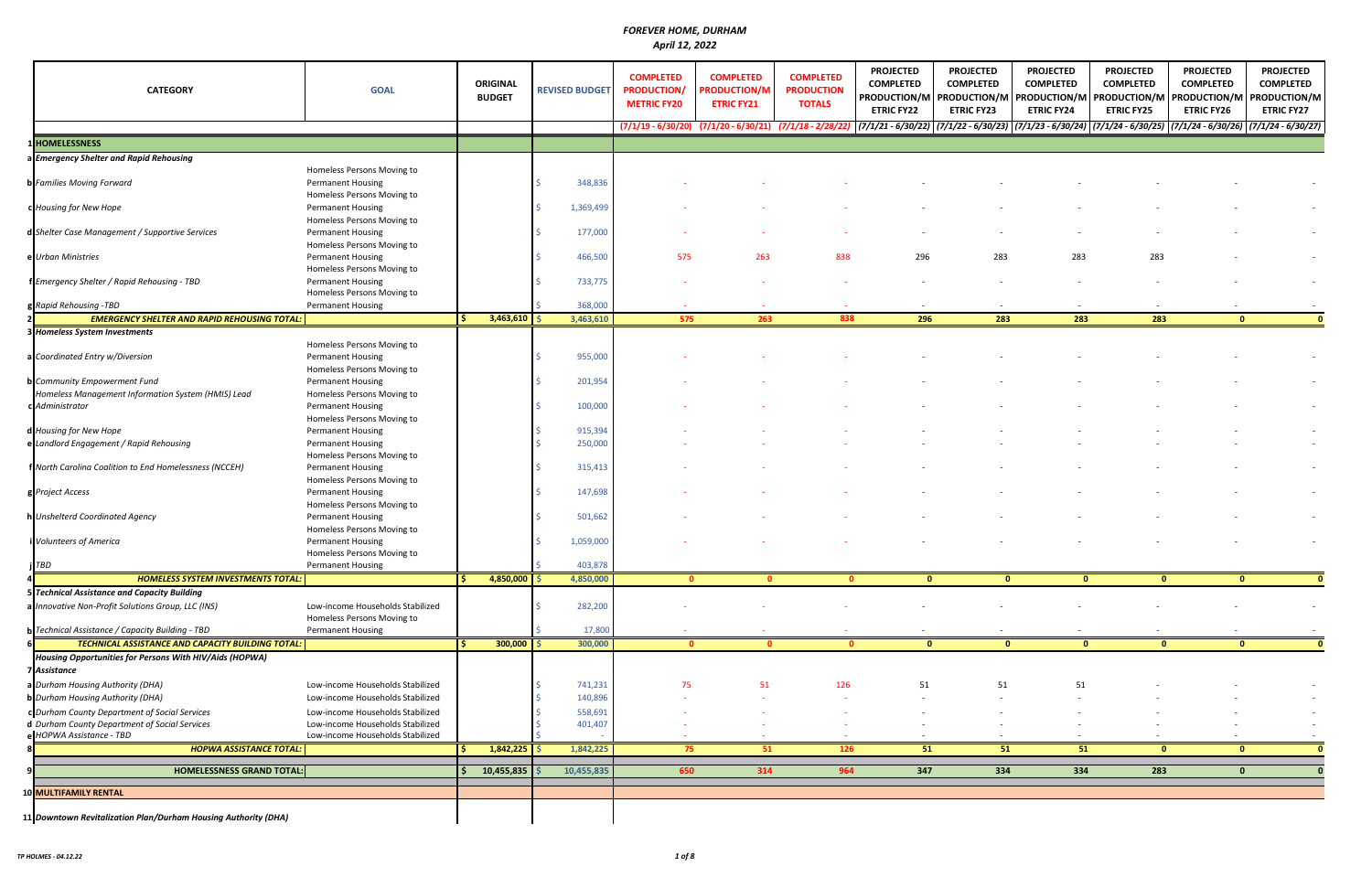# FOREVER HOME, DURHAM

*April 12, 2022*

| | CATEGORY | GOAL | ORIGINAL BUDGET | REVISED BUDGET | COMPLETED PRODUCTION/ METRIC FY20 | COMPLETED PRODUCTION/M ETRIC FY21 | COMPLETED PRODUCTION TOTALS | PROJECTED COMPLETED PRODUCTION/M ETRIC FY22 | PROJECTED COMPLETED PRODUCTION/M ETRIC FY23 | PROJECTED COMPLETED PRODUCTION/M ETRIC FY24 | PROJECTED COMPLETED PRODUCTION/M ETRIC FY25 | PROJECTED COMPLETED PRODUCTION/M ETRIC FY26 | PROJECTED COMPLETED PRODUCTION/M ETRIC FY27 |
|---|---|---|---|---|---|---|---|---|---|---|---|---|---|
| | | | | | (7/1/19 - 6/30/20) | (7/1/20 - 6/30/21) | (7/1/18 - 2/28/22) | (7/1/21 - 6/30/22) | (7/1/22 - 6/30/23) | (7/1/23 - 6/30/24) | (7/1/24 - 6/30/25) | (7/1/24 - 6/30/26) | (7/1/24 - 6/30/27) |
| 1 | **HOMELESSNESS** | | | | | | | | | | | | |
| a | ***Emergency Shelter and Rapid Rehousing*** | | | | | | | | | | | | |
| b | *Families Moving Forward* | Homeless Persons Moving to Permanent Housing | | $ 348,836 | - | - | - | - | - | - | - | - | - |
| c | *Housing for New Hope* | Homeless Persons Moving to Permanent Housing | | $ 1,369,499 | - | - | - | - | - | - | - | - | - |
| d | *Shelter Case Management / Supportive Services* | Homeless Persons Moving to Permanent Housing | | $ 177,000 | - | - | - | - | - | - | - | - | - |
| e | *Urban Ministries* | Homeless Persons Moving to Permanent Housing | | $ 466,500 | 575 | 263 | 838 | 296 | 283 | 283 | 283 | - | - |
| f | *Emergency Shelter / Rapid Rehousing - TBD* | Homeless Persons Moving to Permanent Housing | | $ 733,775 | - | - | - | - | - | - | - | - | - |
| g | *Rapid Rehousing -TBD* | Homeless Persons Moving to Permanent Housing | | $ 368,000 | - | - | - | - | - | - | - | - | - |
| 2 | ***EMERGENCY SHELTER AND RAPID REHOUSING TOTAL:*** | | $ 3,463,610 | $ 3,463,610 | 575 | 263 | 838 | 296 | 283 | 283 | 283 | 0 | 0 |
| 3 | ***Homeless System Investments*** | | | | | | | | | | | | |
| a | *Coordinated Entry w/Diversion* | Homeless Persons Moving to Permanent Housing | | $ 955,000 | - | - | - | - | - | - | - | - | - |
| b | *Community Empowerment Fund* | Homeless Persons Moving to Permanent Housing | | $ 201,954 | - | - | - | - | - | - | - | - | - |
| c | *Homeless Management Information System (HMIS) Lead Administrator* | Homeless Persons Moving to Permanent Housing | | $ 100,000 | - | - | - | - | - | - | - | - | - |
| d | *Housing for New Hope* | Homeless Persons Moving to Permanent Housing | | $ 915,394 | - | - | - | - | - | - | - | - | - |
| e | *Landlord Engagement / Rapid Rehousing* | Permanent Housing | | $ 250,000 | - | - | - | - | - | - | - | - | - |
| f | *North Carolina Coalition to End Homelessness (NCCEH)* | Homeless Persons Moving to Permanent Housing | | $ 315,413 | - | - | - | - | - | - | - | - | - |
| g | *Project Access* | Homeless Persons Moving to Permanent Housing | | $ 147,698 | - | - | - | - | - | - | - | - | - |
| h | *Unsheltered Coordinated Agency* | Homeless Persons Moving to Permanent Housing | | $ 501,662 | - | - | - | - | - | - | - | - | - |
| i | *Volunteers of America* | Homeless Persons Moving to Permanent Housing | | $ 1,059,000 | - | - | - | - | - | - | - | - | - |
| j | *TBD* | Homeless Persons Moving to Permanent Housing | | $ 403,878 | | | | | | | | | |
| 4 | ***HOMELESS SYSTEM INVESTMENTS TOTAL:*** | | $ 4,850,000 | $ 4,850,000 | 0 | 0 | 0 | 0 | 0 | 0 | 0 | 0 | 0 |
| 5 | ***Technical Assistance and Capacity Building*** | | | | | | | | | | | | |
| a | *Innovative Non-Profit Solutions Group, LLC (INS)* | Low-income Households Stabilized | | $ 282,200 | - | - | - | - | - | - | - | - | - |
| b | *Technical Assistance / Capacity Building - TBD* | Homeless Persons Moving to Permanent Housing | | $ 17,800 | - | - | - | - | - | - | - | - | - |
| 6 | ***TECHNICAL ASSISTANCE AND CAPACITY BUILDING TOTAL:*** | | $ 300,000 | $ 300,000 | 0 | 0 | 0 | 0 | 0 | 0 | 0 | 0 | 0 |
| 7 | ***Housing Opportunities for Persons With HIV/Aids (HOPWA) Assistance*** | | | | | | | | | | | | |
| a | *Durham Housing Authority (DHA)* | Low-income Households Stabilized | | $ 741,231 | 75 | 51 | 126 | 51 | 51 | 51 | - | - | - |
| b | *Durham Housing Authority (DHA)* | Low-income Households Stabilized | | $ 140,896 | - | - | - | - | - | - | - | - | - |
| c | *Durham County Department of Social Services* | Low-income Households Stabilized | | $ 558,691 | - | - | - | - | - | - | - | - | - |
| d | *Durham County Department of Social Services* | Low-income Households Stabilized | | $ 401,407 | - | - | - | - | - | - | - | - | - |
| e | *HOPWA Assistance - TBD* | Low-income Households Stabilized | | $ - | - | - | - | - | - | - | - | - | - |
| 8 | ***HOPWA ASSISTANCE TOTAL:*** | | $ 1,842,225 | $ 1,842,225 | 75 | 51 | 126 | 51 | 51 | 51 | 0 | 0 | 0 |
| 9 | **HOMELESSNESS GRAND TOTAL:** | | $ 10,455,835 | $ 10,455,835 | 650 | 314 | 964 | 347 | 334 | 334 | 283 | 0 | 0 |
| 10 | **MULTIFAMILY RENTAL** | | | | | | | | | | | | |
| 11 | ***Downtown Revitalization Plan/Durham Housing Authority (DHA)*** | | | | | | | | | | | | |

TP HOLMES - 04.12.22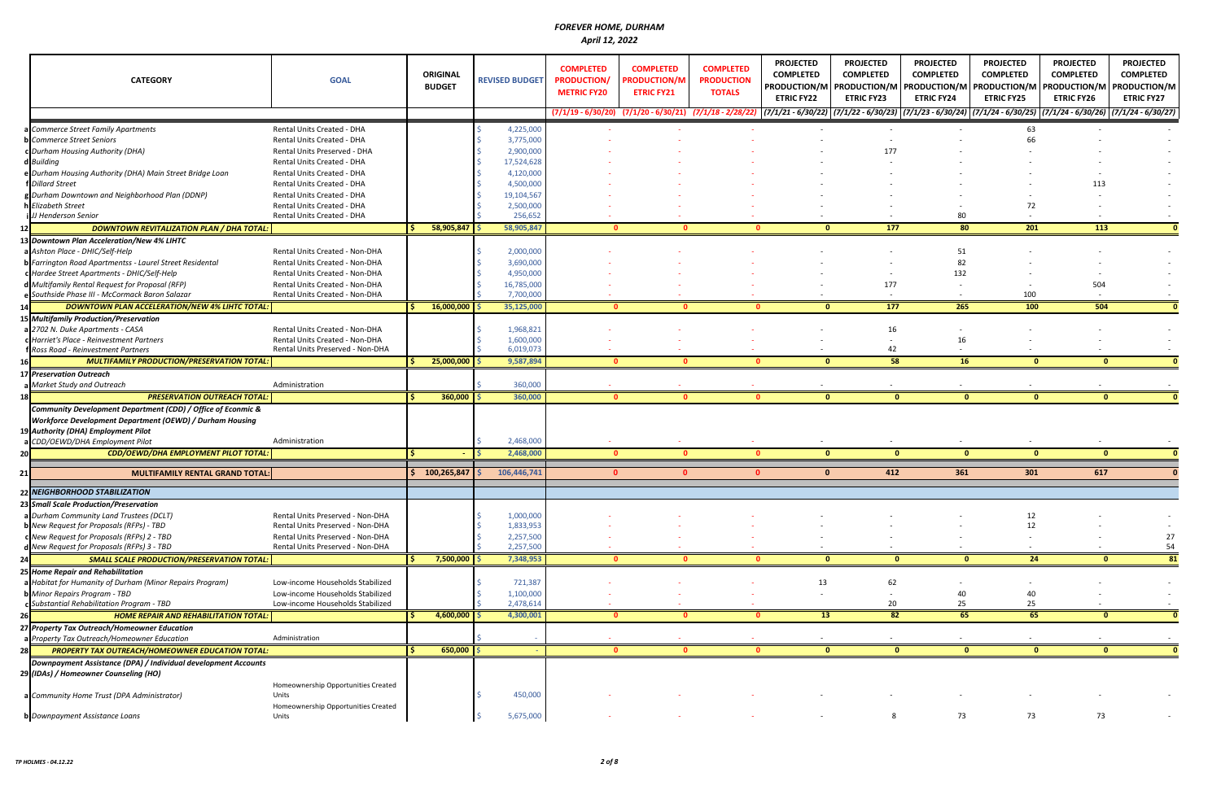# FOREVER HOME, DURHAM

April 12, 2022

| | CATEGORY | GOAL | ORIGINAL BUDGET | REVISED BUDGET | COMPLETED PRODUCTION/ METRIC FY20 | COMPLETED PRODUCTION/M ETRIC FY21 | COMPLETED PRODUCTION TOTALS | PROJECTED COMPLETED PRODUCTION/M ETRIC FY22 | PROJECTED COMPLETED PRODUCTION/M ETRIC FY23 | PROJECTED COMPLETED PRODUCTION/M ETRIC FY24 | PROJECTED COMPLETED PRODUCTION/M ETRIC FY25 | PROJECTED COMPLETED PRODUCTION/M ETRIC FY26 | PROJECTED COMPLETED PRODUCTION/M ETRIC FY27 |
|---|---|---|---|---|---|---|---|---|---|---|---|---|---|
| | | | | | (7/1/19 - 6/30/20) | (7/1/20 - 6/30/21) | (7/1/18 - 2/28/22) | (7/1/21 - 6/30/22) | (7/1/22 - 6/30/23) | (7/1/23 - 6/30/24) | (7/1/24 - 6/30/25) | (7/1/24 - 6/30/26) | (7/1/24 - 6/30/27) |
| a | Commerce Street Family Apartments | Rental Units Created - DHA | | $ 4,225,000 | - | - | - | - | - | - | 63 | - | - |
| b | Commerce Street Seniors | Rental Units Created - DHA | | $ 3,775,000 | - | - | - | - | - | - | 66 | - | - |
| c | Durham Housing Authority (DHA) | Rental Units Preserved - DHA | | $ 2,900,000 | - | - | - | - | 177 | - | - | - | - |
| d | Building | Rental Units Created - DHA | | $ 17,524,628 | - | - | - | - | - | - | - | - | - |
| e | Durham Housing Authority (DHA) Main Street Bridge Loan | Rental Units Created - DHA | | $ 4,120,000 | - | - | - | - | - | - | - | - | - |
| f | Dillard Street | Rental Units Created - DHA | | $ 4,500,000 | - | - | - | - | - | - | - | 113 | - |
| g | Durham Downtown and Neighborhood Plan (DDNP) | Rental Units Created - DHA | | $ 19,104,567 | - | - | - | - | - | - | - | - | - |
| h | Elizabeth Street | Rental Units Created - DHA | | $ 2,500,000 | - | - | - | - | - | - | 72 | - | - |
| i | JJ Henderson Senior | Rental Units Created - DHA | | $ 256,652 | - | - | - | - | - | 80 | - | - | - |
| 12 | DOWNTOWN REVITALIZATION PLAN / DHA TOTAL: | | $ 58,905,847 | $ 58,905,847 | 0 | 0 | 0 | 0 | 177 | 80 | 201 | 113 | 0 |
| 13 | Downtown Plan Acceleration/New 4% LIHTC | | | | | | | | | | | | |
| a | Ashton Place - DHIC/Self-Help | Rental Units Created - Non-DHA | | $ 2,000,000 | - | - | - | - | - | 51 | - | - | - |
| b | Farrington Road Apartmentss - Laurel Street Residental | Rental Units Created - Non-DHA | | $ 3,690,000 | - | - | - | - | - | 82 | - | - | - |
| c | Hardee Street Apartments - DHIC/Self-Help | Rental Units Created - Non-DHA | | $ 4,950,000 | - | - | - | - | - | 132 | - | - | - |
| d | Multifamily Rental Request for Proposal (RFP) | Rental Units Created - Non-DHA | | $ 16,785,000 | - | - | - | - | 177 | - | - | 504 | - |
| e | Southside Phase III - McCormack Baron Salazar | Rental Units Created - Non-DHA | | $ 7,700,000 | - | - | - | - | - | - | 100 | - | - |
| 14 | DOWNTOWN PLAN ACCELERATION/NEW 4% LIHTC TOTAL: | | $ 16,000,000 | $ 35,125,000 | 0 | 0 | 0 | 0 | 177 | 265 | 100 | 504 | 0 |
| 15 | Multifamily Production/Preservation | | | | | | | | | | | | |
| a | 2702 N. Duke Apartments - CASA | Rental Units Created - Non-DHA | | $ 1,968,821 | - | - | - | - | 16 | - | - | - | - |
| c | Harriet's Place - Reinvestment Partners | Rental Units Created - Non-DHA | | $ 1,600,000 | - | - | - | - | - | 16 | - | - | - |
| f | Ross Road - Reinvestment Partners | Rental Units Preserved - Non-DHA | | $ 6,019,073 | - | - | - | - | 42 | - | - | - | - |
| 16 | MULTIFAMILY PRODUCTION/PRESERVATION TOTAL: | | $ 25,000,000 | $ 9,587,894 | 0 | 0 | 0 | 0 | 58 | 16 | 0 | 0 | 0 |
| 17 | Preservation Outreach | | | | | | | | | | | | |
| a | Market Study and Outreach | Administration | | $ 360,000 | - | - | - | - | - | - | - | - | - |
| 18 | PRESERVATION OUTREACH TOTAL: | | $ 360,000 | $ 360,000 | 0 | 0 | 0 | 0 | 0 | 0 | 0 | 0 | 0 |
| 19 | Community Development Department (CDD) / Office of Econmic & Workforce Development Department (OEWD) / Durham Housing Authority (DHA) Employment Pilot | | | | | | | | | | | | |
| a | CDD/OEWD/DHA Employment Pilot | Administration | | $ 2,468,000 | - | - | - | - | - | - | - | - | - |
| 20 | CDD/OEWD/DHA EMPLOYMENT PILOT TOTAL: | | $ - | $ 2,468,000 | 0 | 0 | 0 | 0 | 0 | 0 | 0 | 0 | 0 |
| 21 | MULTIFAMILY RENTAL GRAND TOTAL: | | $ 100,265,847 | $ 106,446,741 | 0 | 0 | 0 | 0 | 412 | 361 | 301 | 617 | 0 |
| 22 | NEIGHBORHOOD STABILIZATION | | | | | | | | | | | | |
| 23 | Small Scale Production/Preservation | | | | | | | | | | | | |
| a | Durham Community Land Trustees (DCLT) | Rental Units Preserved - Non-DHA | | $ 1,000,000 | - | - | - | - | - | - | 12 | - | - |
| b | New Request for Proposals (RFPs) - TBD | Rental Units Preserved - Non-DHA | | $ 1,833,953 | - | - | - | - | - | - | 12 | - | - |
| c | New Request for Proposals (RFPs) 2 - TBD | Rental Units Preserved - Non-DHA | | $ 2,257,500 | - | - | - | - | - | - | - | - | 27 |
| d | New Request for Proposals (RFPs) 3 - TBD | Rental Units Preserved - Non-DHA | | $ 2,257,500 | - | - | - | - | - | - | - | - | 54 |
| 24 | SMALL SCALE PRODUCTION/PRESERVATION TOTAL: | | $ 7,500,000 | $ 7,348,953 | 0 | 0 | 0 | 0 | 0 | 0 | 24 | 0 | 81 |
| 25 | Home Repair and Rehabilitation | | | | | | | | | | | | |
| a | Habitat for Humanity of Durham (Minor Repairs Program) | Low-income Households Stabilized | | $ 721,387 | - | - | - | 13 | 62 | - | - | - | - |
| b | Minor Repairs Program - TBD | Low-income Households Stabilized | | $ 1,100,000 | - | - | - | - | - | 40 | 40 | - | - |
| c | Substantial Rehabilitation Program - TBD | Low-income Households Stabilized | | $ 2,478,614 | - | - | - | - | 20 | 25 | 25 | - | - |
| 26 | HOME REPAIR AND REHABILITATION TOTAL: | | $ 4,600,000 | $ 4,300,001 | 0 | 0 | 0 | 13 | 82 | 65 | 65 | 0 | 0 |
| 27 | Property Tax Outreach/Homeowner Education | | | | | | | | | | | | |
| a | Property Tax Outreach/Homeowner Education | Administration | | $ - | - | - | - | - | - | - | - | - | - |
| 28 | PROPERTY TAX OUTREACH/HOMEOWNER EDUCATION TOTAL: | | $ 650,000 | $ - | 0 | 0 | 0 | 0 | 0 | 0 | 0 | 0 | 0 |
| 29 | Downpayment Assistance (DPA) / Individual development Accounts (IDAs) / Homeowner Counseling (HO) | | | | | | | | | | | | |
| a | Community Home Trust (DPA Administrator) | Homeownership Opportunities Created Units | | $ 450,000 | - | - | - | - | - | - | - | - | - |
| b | Downpayment Assistance Loans | Homeownership Opportunities Created Units | | $ 5,675,000 | - | - | - | - | 8 | 73 | 73 | 73 | - |

TP HOLMES - 04.12.22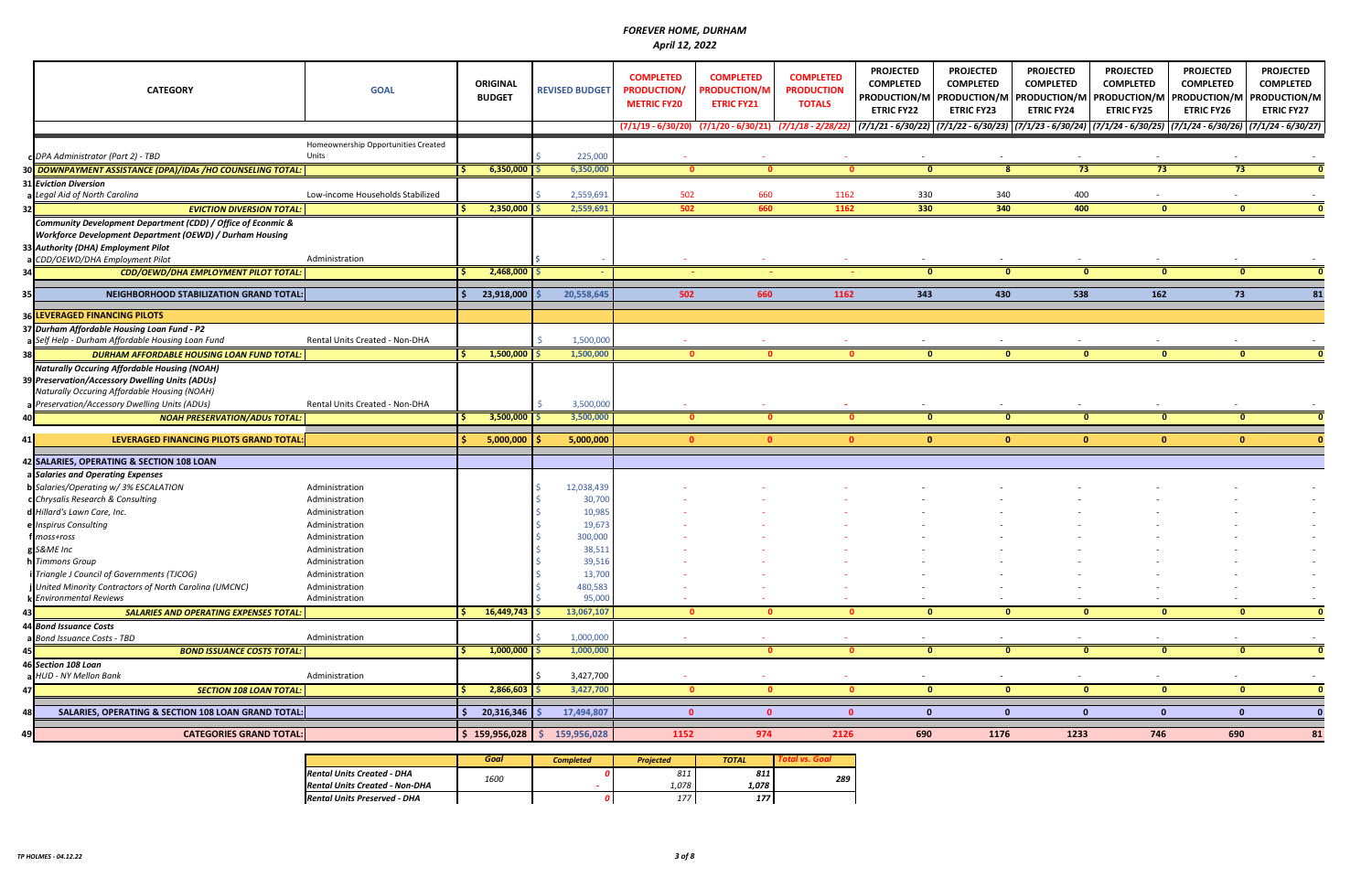# FOREVER HOME, DURHAM

*April 12, 2022*

| | CATEGORY | GOAL | ORIGINAL BUDGET | REVISED BUDGET | COMPLETED PRODUCTION/ METRIC FY20 | COMPLETED PRODUCTION/M ETRIC FY21 | COMPLETED PRODUCTION TOTALS | PROJECTED COMPLETED PRODUCTION/M ETRIC FY22 | PROJECTED COMPLETED PRODUCTION/M ETRIC FY23 | PROJECTED COMPLETED PRODUCTION/M ETRIC FY24 | PROJECTED COMPLETED PRODUCTION/M ETRIC FY25 | PROJECTED COMPLETED PRODUCTION/M ETRIC FY26 | PROJECTED COMPLETED PRODUCTION/M ETRIC FY27 |
|---|---|---|---|---|---|---|---|---|---|---|---|---|---|
| | | | | | (7/1/19 - 6/30/20) | (7/1/20 - 6/30/21) | (7/1/18 - 2/28/22) | (7/1/21 - 6/30/22) | (7/1/22 - 6/30/23) | (7/1/23 - 6/30/24) | (7/1/24 - 6/30/25) | (7/1/24 - 6/30/26) | (7/1/24 - 6/30/27) |
| c | DPA Administrator (Part 2) - TBD | Homeownership Opportunities Created Units | | $ 225,000 | - | - | - | - | - | - | - | - | - |
| 30 | **DOWNPAYMENT ASSISTANCE (DPA)/IDAs /HO COUNSELING TOTAL:** | | $ 6,350,000 | $ 6,350,000 | 0 | 0 | 0 | 0 | 8 | 73 | 73 | 73 | 0 |
| 31 | *Eviction Diversion* | | | | | | | | | | | | |
| a | Legal Aid of North Carolina | Low-income Households Stabilized | | $ 2,559,691 | 502 | 660 | 1162 | 330 | 340 | 400 | - | - | - |
| 32 | **EVICTION DIVERSION TOTAL:** | | $ 2,350,000 | $ 2,559,691 | 502 | 660 | 1162 | 330 | 340 | 400 | 0 | 0 | 0 |
| 33 | *Community Development Department (CDD) / Office of Ecomic & Workforce Development Department (OEWD) / Durham Housing Authority (DHA) Employment Pilot* | | | | | | | | | | | | |
| a | CDD/OEWD/DHA Employment Pilot | Administration | | $ - | - | - | - | - | - | - | - | - | - |
| 34 | **CDD/OEWD/DHA EMPLOYMENT PILOT TOTAL:** | | $ 2,468,000 | $ - | - | - | - | 0 | 0 | 0 | 0 | 0 | 0 |
| 35 | **NEIGHBORHOOD STABILIZATION GRAND TOTAL:** | | $ 23,918,000 | $ 20,558,645 | 502 | 660 | 1162 | 343 | 430 | 538 | 162 | 73 | 81 |
| 36 | **LEVERAGED FINANCING PILOTS** | | | | | | | | | | | | |
| 37 | *Durham Affordable Housing Loan Fund - P2* | | | | | | | | | | | | |
| a | Self Help - Durham Affordable Housing Loan Fund | Rental Units Created - Non-DHA | | $ 1,500,000 | - | - | - | - | - | - | - | - | - |
| 38 | **DURHAM AFFORDABLE HOUSING LOAN FUND TOTAL:** | | $ 1,500,000 | $ 1,500,000 | 0 | 0 | 0 | 0 | 0 | 0 | 0 | 0 | 0 |
| 39 | *Naturally Occuring Affordable Housing (NOAH) Preservation/Accessory Dwelling Units (ADUs) Naturally Occuring Affordable Housing (NOAH)* | | | | | | | | | | | | |
| a | Preservation/Accessory Dwelling Units (ADUs) | Rental Units Created - Non-DHA | | $ 3,500,000 | - | - | - | - | - | - | - | - | - |
| 40 | **NOAH PRESERVATION/ADUs TOTAL:** | | $ 3,500,000 | $ 3,500,000 | 0 | 0 | 0 | 0 | 0 | 0 | 0 | 0 | 0 |
| 41 | **LEVERAGED FINANCING PILOTS GRAND TOTAL:** | | $ 5,000,000 | $ 5,000,000 | 0 | 0 | 0 | 0 | 0 | 0 | 0 | 0 | 0 |
| 42 | **SALARIES, OPERATING & SECTION 108 LOAN** | | | | | | | | | | | | |
| a | *Salaries and Operating Expenses* | | | | | | | | | | | | |
| b | Salaries/Operating w/ 3% ESCALATION | Administration | | $ 12,038,439 | - | - | - | - | - | - | - | - | - |
| c | Chrysalis Research & Consulting | Administration | | $ 30,700 | - | - | - | - | - | - | - | - | - |
| d | Hillard's Lawn Care, Inc. | Administration | | $ 10,985 | - | - | - | - | - | - | - | - | - |
| e | Inspirus Consulting | Administration | | $ 19,673 | - | - | - | - | - | - | - | - | - |
| f | moss+ross | Administration | | $ 300,000 | - | - | - | - | - | - | - | - | - |
| g | S&ME Inc | Administration | | $ 38,511 | - | - | - | - | - | - | - | - | - |
| h | Timmons Group | Administration | | $ 39,516 | - | - | - | - | - | - | - | - | - |
| i | Triangle J Council of Governments (TJCOG) | Administration | | $ 13,700 | - | - | - | - | - | - | - | - | - |
| j | United Minority Contractors of North Carolina (UMCNC) | Administration | | $ 480,583 | - | - | - | - | - | - | - | - | - |
| k | Environmental Reviews | Administration | | $ 95,000 | - | - | - | - | - | - | - | - | - |
| 43 | **SALARIES AND OPERATING EXPENSES TOTAL:** | | $ 16,449,743 | $ 13,067,107 | 0 | 0 | 0 | 0 | 0 | 0 | 0 | 0 | 0 |
| 44 | *Bond Issuance Costs* | | | | | | | | | | | | |
| a | Bond Issuance Costs - TBD | Administration | | $ 1,000,000 | - | - | - | - | - | - | - | - | - |
| 45 | **BOND ISSUANCE COSTS TOTAL:** | | $ 1,000,000 | $ 1,000,000 | | 0 | 0 | 0 | 0 | 0 | 0 | 0 | 0 |
| 46 | *Section 108 Loan* | | | | | | | | | | | | |
| a | HUD - NY Mellon Bank | Administration | | $ 3,427,700 | - | - | - | - | - | - | - | - | - |
| 47 | **SECTION 108 LOAN TOTAL:** | | $ 2,866,603 | $ 3,427,700 | 0 | 0 | 0 | 0 | 0 | 0 | 0 | 0 | 0 |
| 48 | **SALARIES, OPERATING & SECTION 108 LOAN GRAND TOTAL:** | | $ 20,316,346 | $ 17,494,807 | 0 | 0 | 0 | 0 | 0 | 0 | 0 | 0 | 0 |
| 49 | **CATEGORIES GRAND TOTAL:** | | $ 159,956,028 | $ 159,956,028 | 1152 | 974 | 2126 | 690 | 1176 | 1233 | 746 | 690 | 81 |

| | Goal | Completed | Projected | TOTAL | Total vs. Goal |
|---|---|---|---|---|---|
| *Rental Units Created - DHA* | 1600 | 0 | 811 | 811 | 289 |
| *Rental Units Created - Non-DHA* | | - | 1,078 | 1,078 | |
| *Rental Units Preserved - DHA* | | 0 | 177 | 177 | |

TP HOLMES - 04.12.22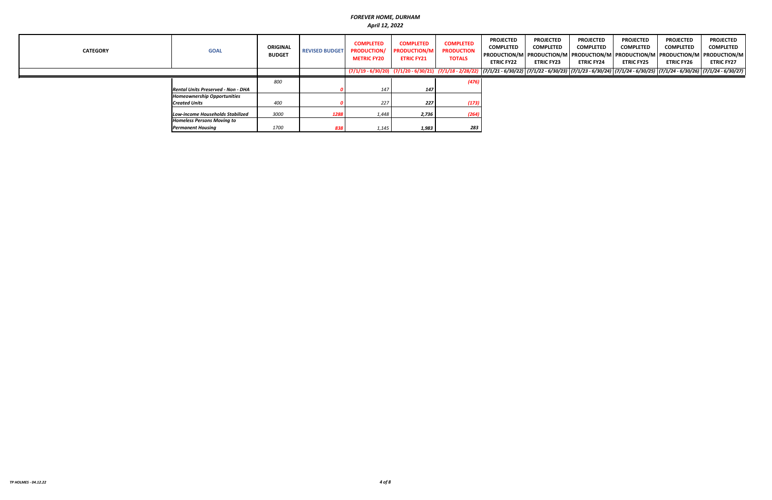# *FOREVER HOME, DURHAM*

*April 12, 2022*

| CATEGORY | GOAL | ORIGINAL BUDGET | REVISED BUDGET | COMPLETED PRODUCTION/ METRIC FY20 | COMPLETED PRODUCTION/M ETRIC FY21 | COMPLETED PRODUCTION TOTALS | PROJECTED COMPLETED PRODUCTION/M ETRIC FY22 | PROJECTED COMPLETED PRODUCTION/M ETRIC FY23 | PROJECTED COMPLETED PRODUCTION/M ETRIC FY24 | PROJECTED COMPLETED PRODUCTION/M ETRIC FY25 | PROJECTED COMPLETED PRODUCTION/M ETRIC FY26 | PROJECTED COMPLETED PRODUCTION/M ETRIC FY27 |
|---|---|---|---|---|---|---|---|---|---|---|---|---|
| | | | | *(7/1/19 - 6/30/20)* | *(7/1/20 - 6/30/21)* | *(7/1/18 - 2/28/22)* | *(7/1/21 - 6/30/22)* | *(7/1/22 - 6/30/23)* | *(7/1/23 - 6/30/24)* | *(7/1/24 - 6/30/25)* | *(7/1/24 - 6/30/26)* | *(7/1/24 - 6/30/27)* |
| | ***Rental Units Preserved - Non - DHA*** | *800* | ***0*** | *147* | ***147*** | ***(476)*** | | | | | | |
| | ***Homeownership Opportunities Created Units*** | *400* | ***0*** | *227* | ***227*** | ***(173)*** | | | | | | |
| | ***Low-income Households Stabilized*** | *3000* | ***1288*** | *1,448* | ***2,736*** | ***(264)*** | | | | | | |
| | ***Homeless Persons Moving to Permanent Housing*** | *1700* | ***838*** | *1,145* | ***1,983*** | ***283*** | | | | | | |

*TP HOLMES - 04.12.22*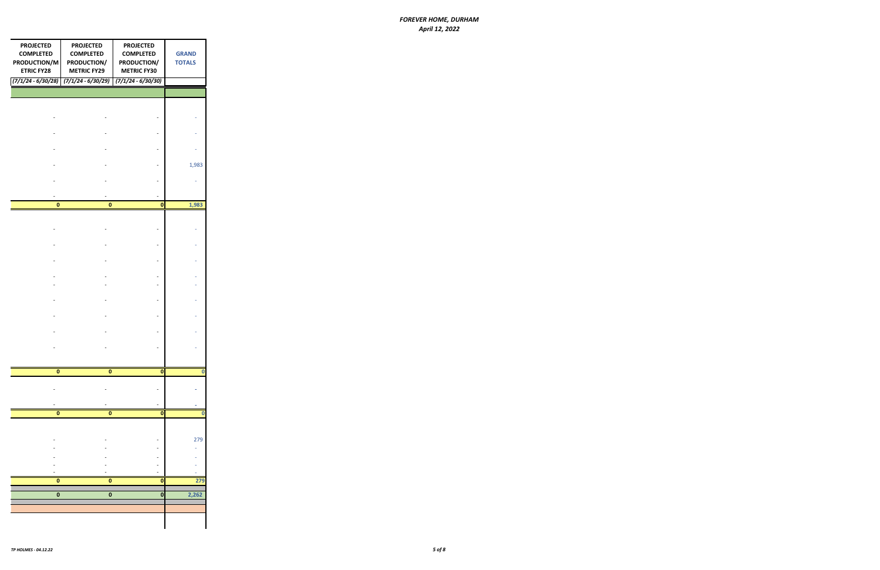| PROJECTED COMPLETED PRODUCTION/METRIC FY28 | PROJECTED COMPLETED PRODUCTION/ METRIC FY29 | PROJECTED COMPLETED PRODUCTION/ METRIC FY30 | GRAND TOTALS |
|---|---|---|---|
| *(7/1/24 - 6/30/28)* | *(7/1/24 - 6/30/29)* | *(7/1/24 - 6/30/30)* | |
| | | | |
| - | - | - | - |
| - | - | - | - |
| - | - | - | - |
| - | - | - | 1,983 |
| - | - | - | - |
| - | - | - | |
| **0** | **0** | **0** | **1,983** |
| - | - | - | - |
| - | - | - | - |
| - | - | - | - |
| - | - | - | - |
| - | - | - | - |
| - | - | - | - |
| - | - | - | - |
| - | - | - | - |
| - | - | - | - |
| **0** | **0** | **0** | **0** |
| - | - | - | - |
| - | - | - | - |
| **0** | **0** | **0** | **0** |
| - | - | - | 279 |
| - | - | - | - |
| - | - | - | - |
| - | - | - | - |
| - | - | - | - |
| **0** | **0** | **0** | **279** |
| **0** | **0** | **0** | **2,262** |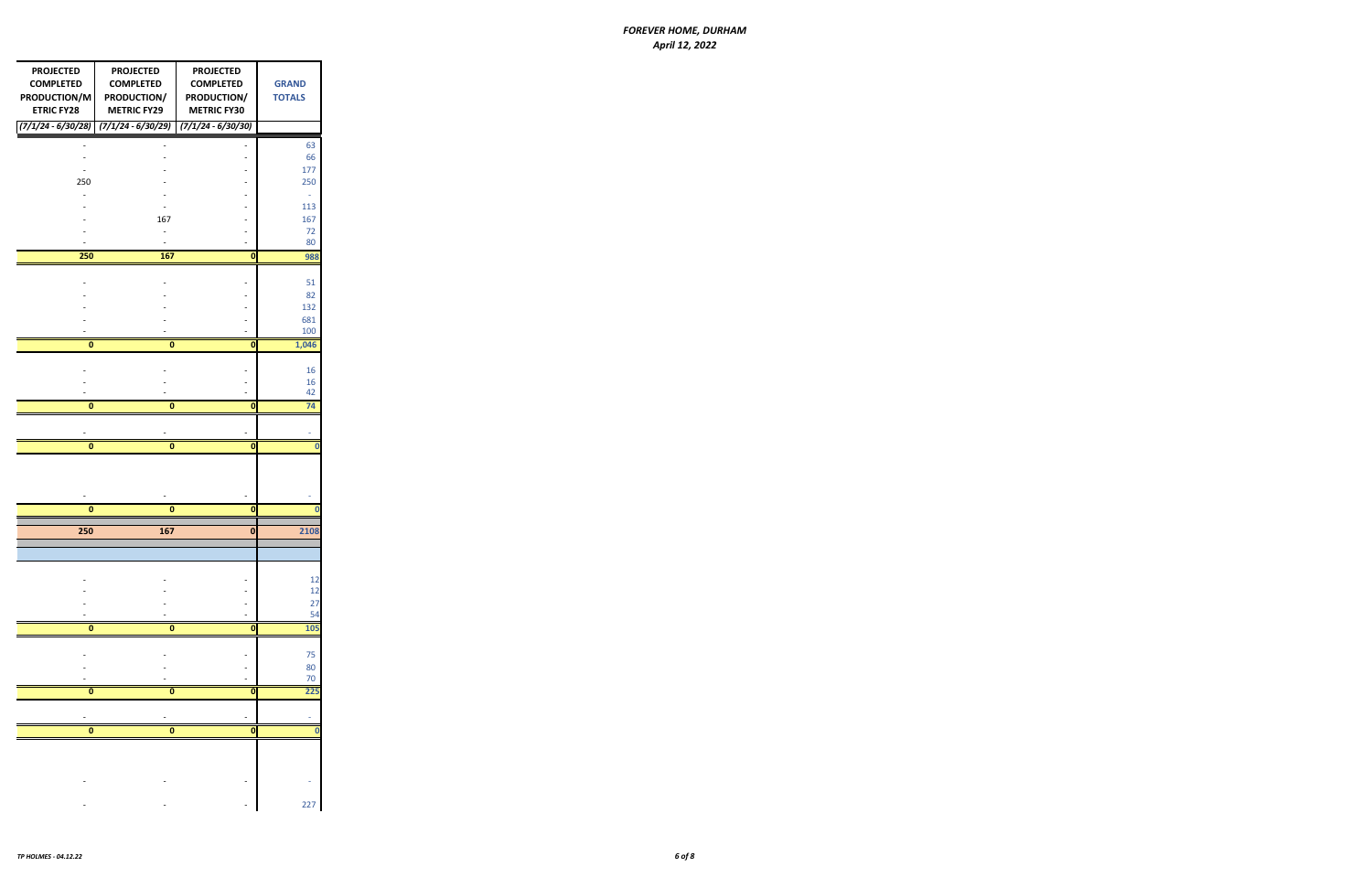| PROJECTED COMPLETED PRODUCTION/METRIC FY28 | PROJECTED COMPLETED PRODUCTION/ METRIC FY29 | PROJECTED COMPLETED PRODUCTION/ METRIC FY30 | GRAND TOTALS |
|---|---|---|---|
| (7/1/24 - 6/30/28) | (7/1/24 - 6/30/29) | (7/1/24 - 6/30/30) | |
| - | - | - | 63 |
| - | - | - | 66 |
| - | - | - | 177 |
| 250 | - | - | 250 |
| - | - | - | - |
| - | - | - | 113 |
| - | 167 | - | 167 |
| - | - | - | 72 |
| - | - | - | 80 |
| **250** | **167** | **0** | **988** |
| - | - | - | 51 |
| - | - | - | 82 |
| - | - | - | 132 |
| - | - | - | 681 |
| - | - | - | 100 |
| **0** | **0** | **0** | **1,046** |
| - | - | - | 16 |
| - | - | - | 16 |
| - | - | - | 42 |
| **0** | **0** | **0** | **74** |
| - | - | - | - |
| **0** | **0** | **0** | **0** |
| - | - | - | - |
| **0** | **0** | **0** | **0** |
| **250** | **167** | **0** | **2108** |
| | | | |
| | | | |
| - | - | - | 12 |
| - | - | - | 12 |
| - | - | - | 27 |
| - | - | - | 54 |
| **0** | **0** | **0** | **105** |
| - | - | - | 75 |
| - | - | - | 80 |
| - | - | - | 70 |
| **0** | **0** | **0** | **225** |
| - | - | - | - |
| **0** | **0** | **0** | **0** |
| - | - | - | - |
| - | - | - | 227 |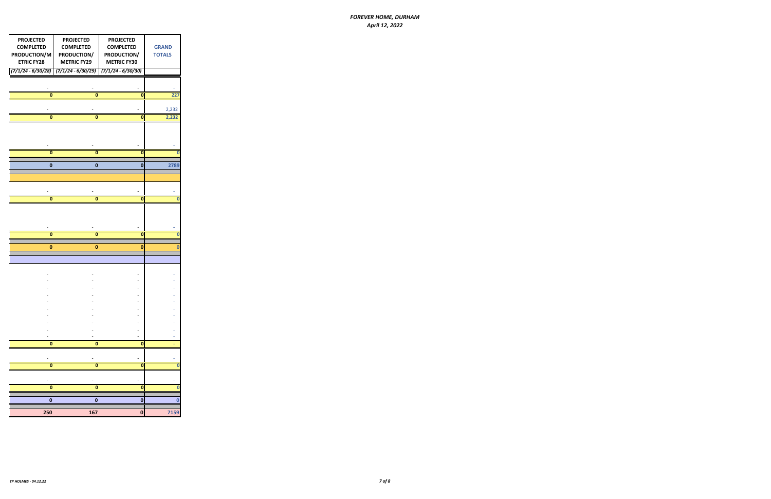# FOREVER HOME, DURHAM

*April 12, 2022*

| PROJECTED COMPLETED PRODUCTION/METRIC FY28 | PROJECTED COMPLETED PRODUCTION/ METRIC FY29 | PROJECTED COMPLETED PRODUCTION/ METRIC FY30 | GRAND TOTALS |
|---|---|---|---|
| *(7/1/24 - 6/30/28)* | *(7/1/24 - 6/30/29)* | *(7/1/24 - 6/30/30)* | |
| - | - | - | - |
| 0 | 0 | 0 | 227 |
| - | - | - | 2,232 |
| 0 | 0 | 0 | 2,232 |
| - | - | - | - |
| 0 | 0 | 0 | 0 |
| 0 | 0 | 0 | 2789 |
| | | | |
| - | - | - | - |
| 0 | 0 | 0 | 0 |
| - | - | - | - |
| 0 | 0 | 0 | 0 |
| 0 | 0 | 0 | 0 |
| | | | |
| - | - | - | - |
| - | - | - | - |
| - | - | - | - |
| - | - | - | - |
| - | - | - | - |
| - | - | - | - |
| - | - | - | - |
| - | - | - | - |
| - | - | - | - |
| - | - | - | - |
| 0 | 0 | 0 | - |
| - | - | - | - |
| 0 | 0 | 0 | 0 |
| - | - | - | - |
| 0 | 0 | 0 | 0 |
| 0 | 0 | 0 | 0 |
| 250 | 167 | 0 | 7159 |

*TP HOLMES - 04.12.22*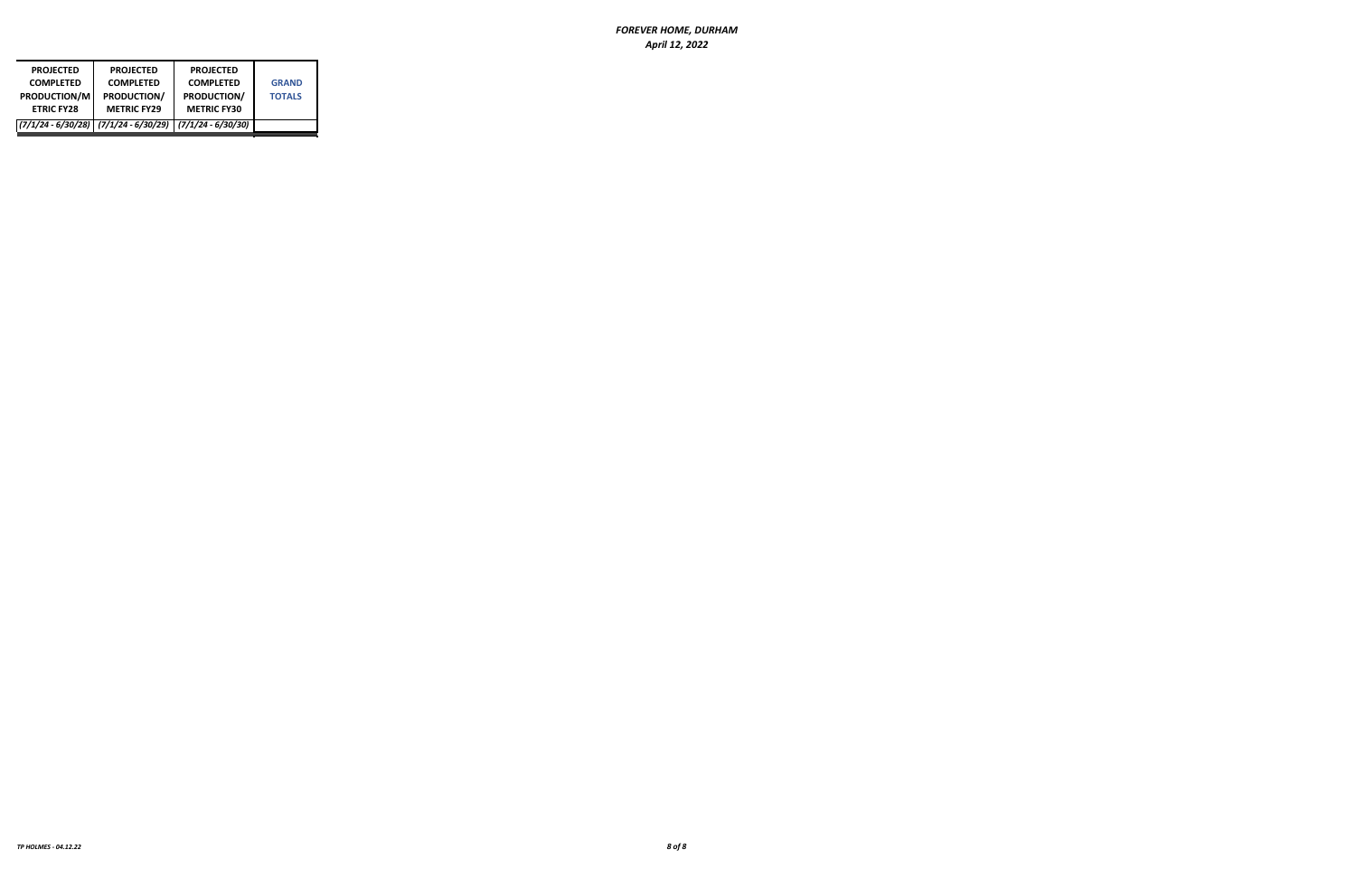| PROJECTED COMPLETED PRODUCTION/METRIC FY28 | PROJECTED COMPLETED PRODUCTION/ METRIC FY29 | PROJECTED COMPLETED PRODUCTION/ METRIC FY30 | GRAND TOTALS |
|---|---|---|---|
| *(7/1/24 - 6/30/28)* | *(7/1/24 - 6/30/29)* | *(7/1/24 - 6/30/30)* | |